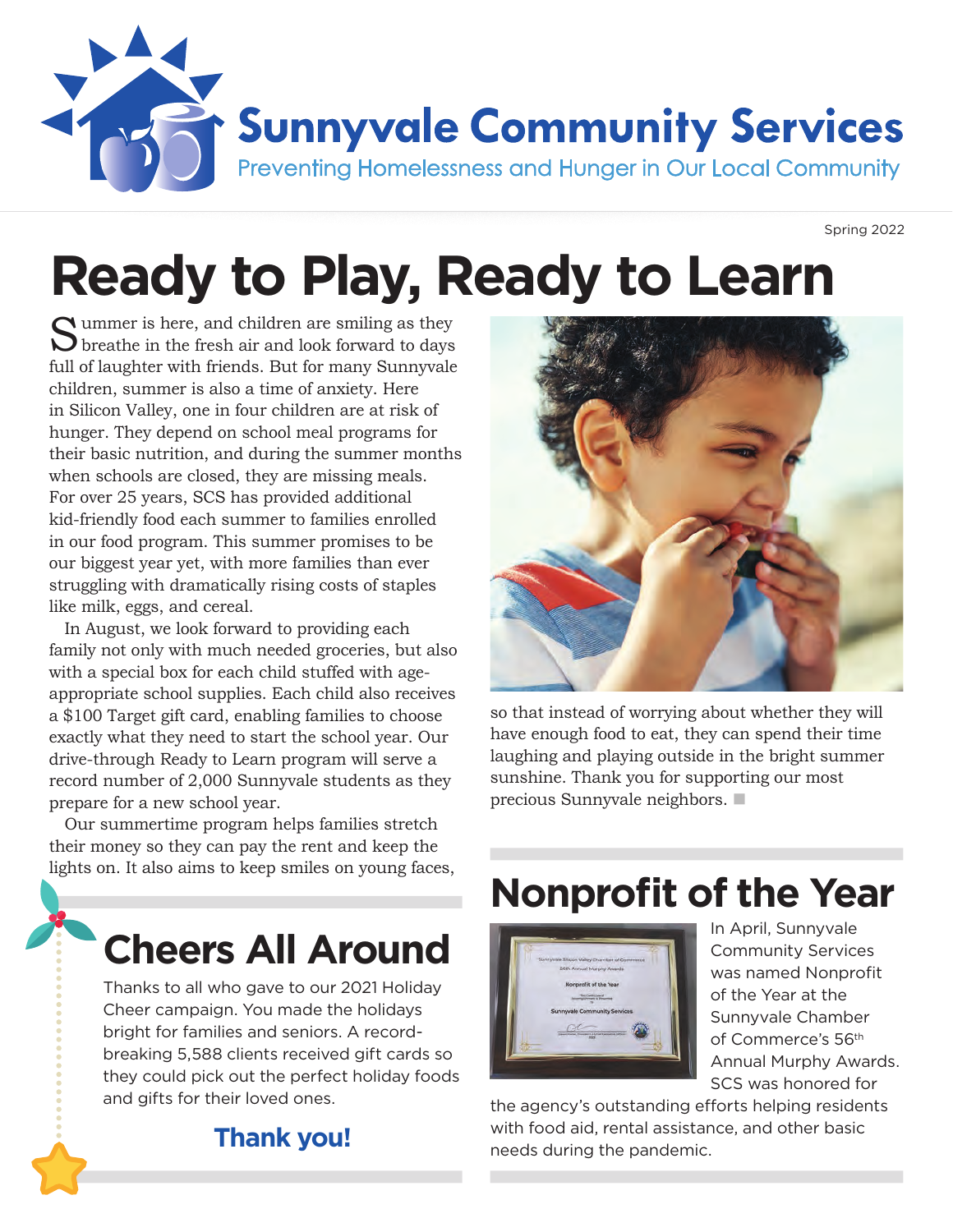# Sunnyvale Community Services

Preventing Homelessness and Hunger in Our Local Community

Spring 2022

# Ready to Play, Ready to Learn

Summer is here, and children are smiling as they breathe in the fresh air and look forward to days full of laughter with friends. But for many Sunnyvale children, summer is also a time of anxiety. Here in Silicon Valley, one in four children are at risk of hunger. They depend on school meal programs for their basic nutrition, and during the summer months when schools are closed, they are missing meals. For over 25 years, SCS has provided additional kid-friendly food each summer to families enrolled in our food program. This summer promises to be our biggest year yet, with more families than ever struggling with dramatically rising costs of staples like milk, eggs, and cereal.

In August, we look forward to providing each family not only with much needed groceries, but also with a special box for each child stuffed with age-appropriate school supplies. Each child also receives a $100 Target gift card, enabling families to choose exactly what they need to start the school year. Our drive-through Ready to Learn program will serve a record number of 2,000 Sunnyvale students as they prepare for a new school year.

Our summertime program helps families stretch their money so they can pay the rent and keep the lights on. It also aims to keep smiles on young faces, so that instead of worrying about whether they will have enough food to eat, they can spend their time laughing and playing outside in the bright summer sunshine. Thank you for supporting our most precious Sunnyvale neighbors.

## Cheers All Around

Thanks to all who gave to our 2021 Holiday Cheer campaign. You made the holidays bright for families and seniors. A record-breaking 5,588 clients received gift cards so they could pick out the perfect holiday foods and gifts for their loved ones.

**Thank you!**

## Nonprofit of the Year

In April, Sunnyvale Community Services was named Nonprofit of the Year at the Sunnyvale Chamber of Commerce's 56th Annual Murphy Awards. SCS was honored for the agency's outstanding efforts helping residents with food aid, rental assistance, and other basic needs during the pandemic.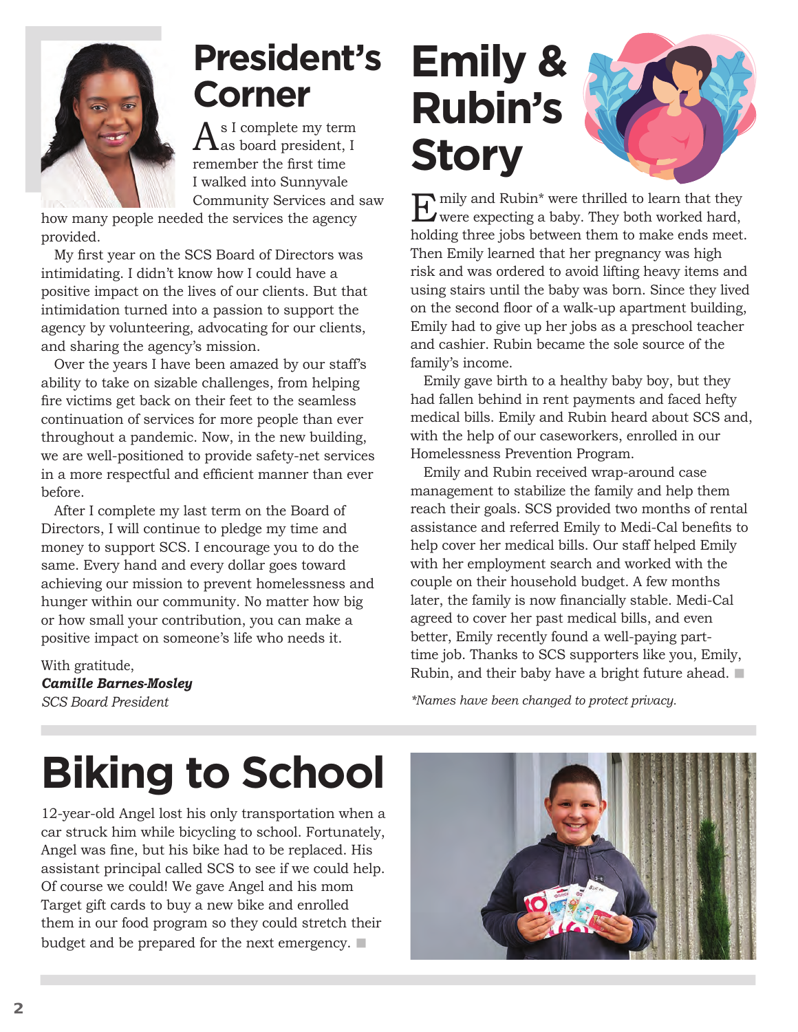# President's Corner

As I complete my term as board president, I remember the first time I walked into Sunnyvale Community Services and saw how many people needed the services the agency provided.

My first year on the SCS Board of Directors was intimidating. I didn't know how I could have a positive impact on the lives of our clients. But that intimidation turned into a passion to support the agency by volunteering, advocating for our clients, and sharing the agency's mission.

Over the years I have been amazed by our staff's ability to take on sizable challenges, from helping fire victims get back on their feet to the seamless continuation of services for more people than ever throughout a pandemic. Now, in the new building, we are well-positioned to provide safety-net services in a more respectful and efficient manner than ever before.

After I complete my last term on the Board of Directors, I will continue to pledge my time and money to support SCS. I encourage you to do the same. Every hand and every dollar goes toward achieving our mission to prevent homelessness and hunger within our community. No matter how big or how small your contribution, you can make a positive impact on someone's life who needs it.

With gratitude,
***Camille Barnes-Mosley***
*SCS Board President*

# Emily & Rubin's Story

Emily and Rubin* were thrilled to learn that they were expecting a baby. They both worked hard, holding three jobs between them to make ends meet. Then Emily learned that her pregnancy was high risk and was ordered to avoid lifting heavy items and using stairs until the baby was born. Since they lived on the second floor of a walk-up apartment building, Emily had to give up her jobs as a preschool teacher and cashier. Rubin became the sole source of the family's income.

Emily gave birth to a healthy baby boy, but they had fallen behind in rent payments and faced hefty medical bills. Emily and Rubin heard about SCS and, with the help of our caseworkers, enrolled in our Homelessness Prevention Program.

Emily and Rubin received wrap-around case management to stabilize the family and help them reach their goals. SCS provided two months of rental assistance and referred Emily to Medi-Cal benefits to help cover her medical bills. Our staff helped Emily with her employment search and worked with the couple on their household budget. A few months later, the family is now financially stable. Medi-Cal agreed to cover her past medical bills, and even better, Emily recently found a well-paying part-time job. Thanks to SCS supporters like you, Emily, Rubin, and their baby have a bright future ahead. ■

*\*Names have been changed to protect privacy.*

# Biking to School

12-year-old Angel lost his only transportation when a car struck him while bicycling to school. Fortunately, Angel was fine, but his bike had to be replaced. His assistant principal called SCS to see if we could help. Of course we could! We gave Angel and his mom Target gift cards to buy a new bike and enrolled them in our food program so they could stretch their budget and be prepared for the next emergency. ■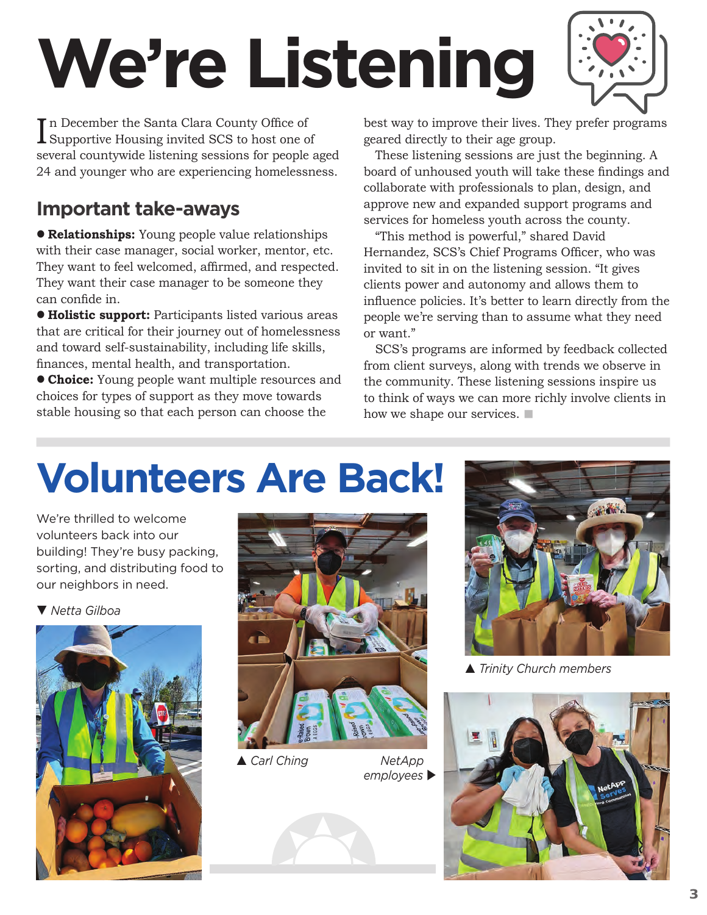# We're Listening

In December the Santa Clara County Office of Supportive Housing invited SCS to host one of several countywide listening sessions for people aged 24 and younger who are experiencing homelessness.

## Important take-aways

- **Relationships:** Young people value relationships with their case manager, social worker, mentor, etc. They want to feel welcomed, affirmed, and respected. They want their case manager to be someone they can confide in.
- **Holistic support:** Participants listed various areas that are critical for their journey out of homelessness and toward self-sustainability, including life skills, finances, mental health, and transportation.
- **Choice:** Young people want multiple resources and choices for types of support as they move towards stable housing so that each person can choose the best way to improve their lives. They prefer programs geared directly to their age group.

These listening sessions are just the beginning. A board of unhoused youth will take these findings and collaborate with professionals to plan, design, and approve new and expanded support programs and services for homeless youth across the county.

"This method is powerful," shared David Hernandez, SCS's Chief Programs Officer, who was invited to sit in on the listening session. "It gives clients power and autonomy and allows them to influence policies. It's better to learn directly from the people we're serving than to assume what they need or want."

SCS's programs are informed by feedback collected from client surveys, along with trends we observe in the community. These listening sessions inspire us to think of ways we can more richly involve clients in how we shape our services.

# Volunteers Are Back!

We're thrilled to welcome volunteers back into our building! They're busy packing, sorting, and distributing food to our neighbors in need.

▼ *Netta Gilboa*

▲ *Carl Ching*

*NetApp employees* ▶

▲ *Trinity Church members*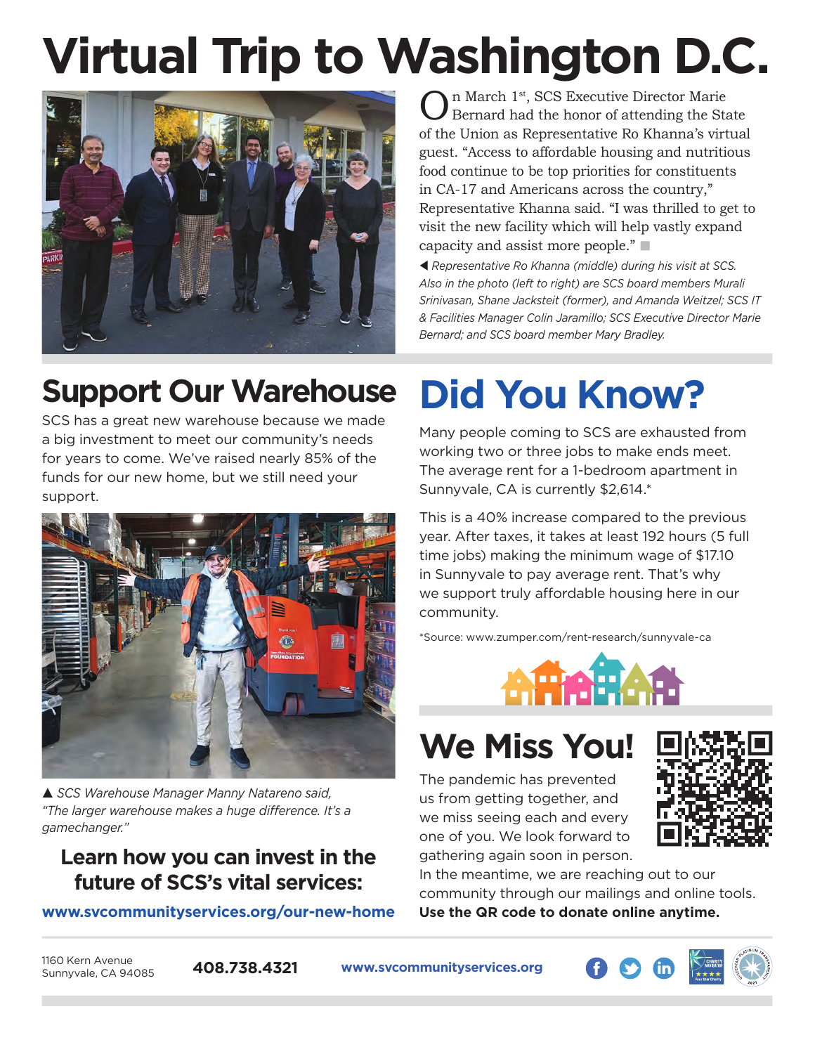# Virtual Trip to Washington D.C.

On March 1st, SCS Executive Director Marie Bernard had the honor of attending the State of the Union as Representative Ro Khanna's virtual guest. "Access to affordable housing and nutritious food continue to be top priorities for constituents in CA-17 and Americans across the country," Representative Khanna said. "I was thrilled to get to visit the new facility which will help vastly expand capacity and assist more people."

◀ *Representative Ro Khanna (middle) during his visit at SCS. Also in the photo (left to right) are SCS board members Murali Srinivasan, Shane Jacksteit (former), and Amanda Weitzel; SCS IT & Facilities Manager Colin Jaramillo; SCS Executive Director Marie Bernard; and SCS board member Mary Bradley.*

## Support Our Warehouse

SCS has a great new warehouse because we made a big investment to meet our community's needs for years to come. We've raised nearly 85% of the funds for our new home, but we still need your support.

▲ *SCS Warehouse Manager Manny Natareno said, "The larger warehouse makes a huge difference. It's a gamechanger."*

### Learn how you can invest in the future of SCS's vital services:

**www.svcommunityservices.org/our-new-home**

## Did You Know?

Many people coming to SCS are exhausted from working two or three jobs to make ends meet. The average rent for a 1-bedroom apartment in Sunnyvale, CA is currently $2,614.*

This is a 40% increase compared to the previous year. After taxes, it takes at least 192 hours (5 full time jobs) making the minimum wage of $17.10 in Sunnyvale to pay average rent. That's why we support truly affordable housing here in our community.

*Source: www.zumper.com/rent-research/sunnyvale-ca

## We Miss You!

The pandemic has prevented us from getting together, and we miss seeing each and every one of you. We look forward to gathering again soon in person. In the meantime, we are reaching out to our community through our mailings and online tools. **Use the QR code to donate online anytime.**

1160 Kern Avenue
Sunnyvale, CA 94085

**408.738.4321**

**www.svcommunityservices.org**